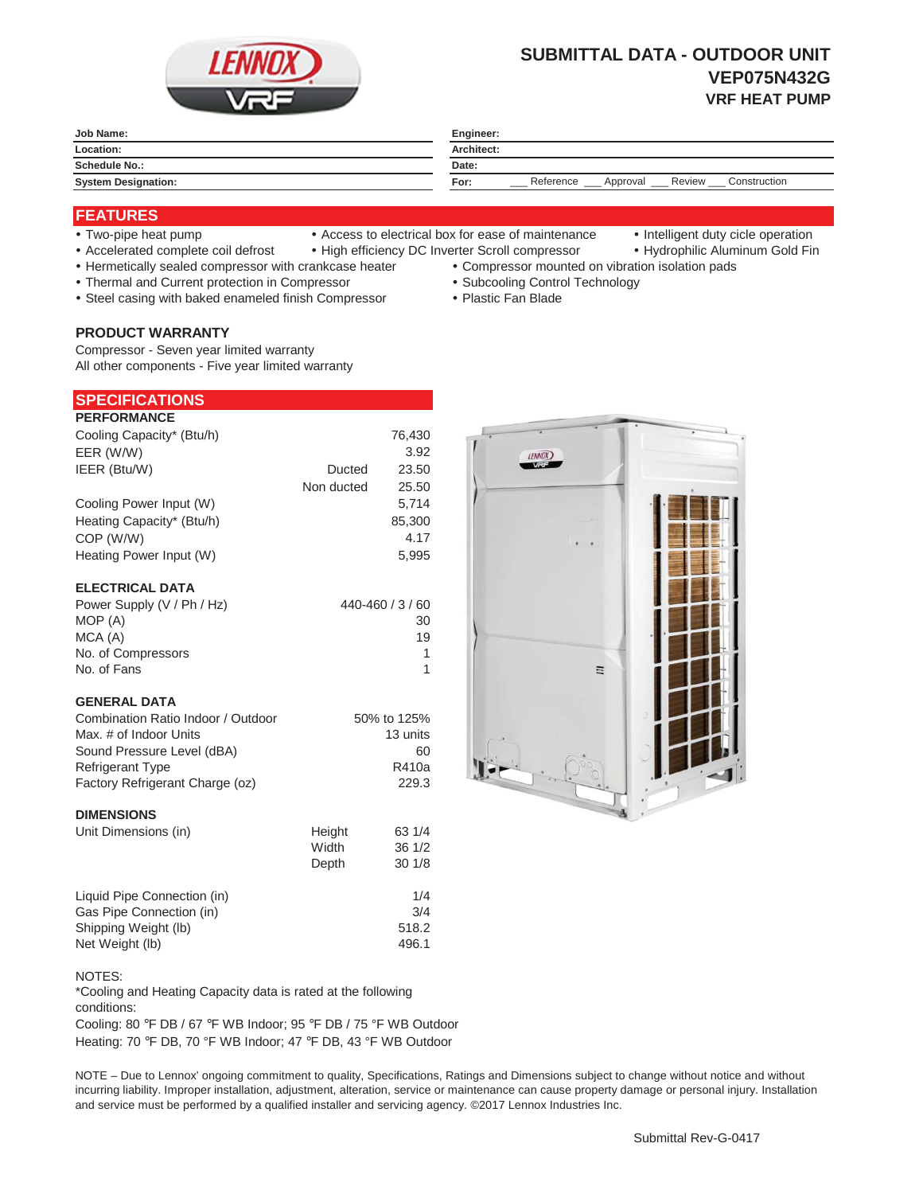# SUBMITTAL DATA - OUTDOOR UNIT
## VEP075N432G
### VRF HEAT PUMP

| Job Name: | Engineer: |
|---|---|
| Location: | Architect: |
| Schedule No.: | Date: |
| System Designation: | For: ___ Reference ___ Approval ___ Review ___ Construction |

## FEATURES

- Two-pipe heat pump
- Accelerated complete coil defrost
- Hermetically sealed compressor with crankcase heater
- Thermal and Current protection in Compressor
- Steel casing with baked enameled finish Compressor
- Access to electrical box for ease of maintenance
- High efficiency DC Inverter Scroll compressor
- Compressor mounted on vibration isolation pads
- Subcooling Control Technology
- Plastic Fan Blade
- Intelligent duty cicle operation
- Hydrophilic Aluminum Gold Fin

### PRODUCT WARRANTY

Compressor - Seven year limited warranty
All other components - Five year limited warranty

## SPECIFICATIONS

### PERFORMANCE

| | | |
|---|---|---|
| Cooling Capacity* (Btu/h) | | 76,430 |
| EER (W/W) | | 3.92 |
| IEER (Btu/W) | Ducted | 23.50 |
| | Non ducted | 25.50 |
| Cooling Power Input (W) | | 5,714 |
| Heating Capacity* (Btu/h) | | 85,300 |
| COP (W/W) | | 4.17 |
| Heating Power Input (W) | | 5,995 |

### ELECTRICAL DATA

| | |
|---|---|
| Power Supply (V / Ph / Hz) | 440-460 / 3 / 60 |
| MOP (A) | 30 |
| MCA (A) | 19 |
| No. of Compressors | 1 |
| No. of Fans | 1 |

### GENERAL DATA

| | |
|---|---|
| Combination Ratio Indoor / Outdoor | 50% to 125% |
| Max. # of Indoor Units | 13 units |
| Sound Pressure Level (dBA) | 60 |
| Refrigerant Type | R410a |
| Factory Refrigerant Charge (oz) | 229.3 |

### DIMENSIONS

| | | |
|---|---|---|
| Unit Dimensions (in) | Height | 63 1/4 |
| | Width | 36 1/2 |
| | Depth | 30 1/8 |
| Liquid Pipe Connection (in) | | 1/4 |
| Gas Pipe Connection (in) | | 3/4 |
| Shipping Weight (lb) | | 518.2 |
| Net Weight (lb) | | 496.1 |

NOTES:
*Cooling and Heating Capacity data is rated at the following conditions:
Cooling: 80 °F DB / 67 °F WB Indoor; 95 °F DB / 75 °F WB Outdoor
Heating: 70 °F DB, 70 °F WB Indoor; 47 °F DB, 43 °F WB Outdoor

NOTE – Due to Lennox' ongoing commitment to quality, Specifications, Ratings and Dimensions subject to change without notice and without incurring liability. Improper installation, adjustment, alteration, service or maintenance can cause property damage or personal injury. Installation and service must be performed by a qualified installer and servicing agency. ©2017 Lennox Industries Inc.

Submittal Rev-G-0417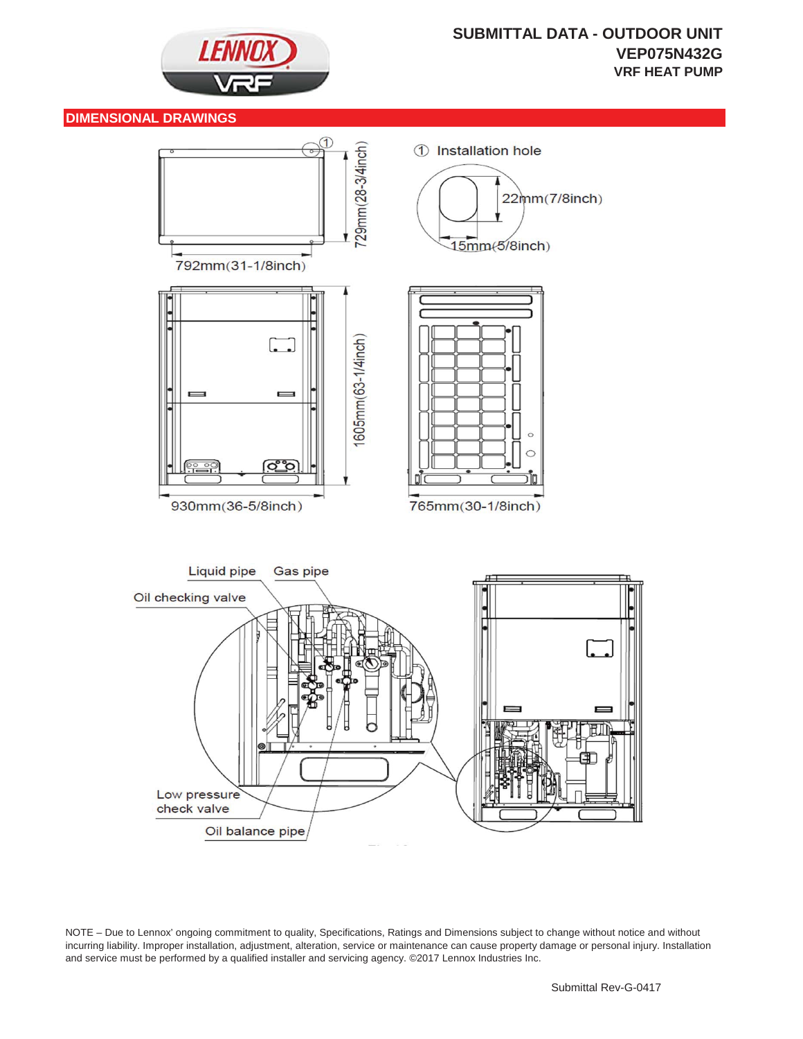SUBMITTAL DATA - OUTDOOR UNIT
**VEP075N432G**
**VRF HEAT PUMP**

## DIMENSIONAL DRAWINGS

① Installation hole

22mm(7/8inch)

15mm(5/8inch)

729mm(28-3/4inch)

792mm(31-1/8inch)

1605mm(63-1/4inch)

930mm(36-5/8inch)

765mm(30-1/8inch)

Liquid pipe

Gas pipe

Oil checking valve

Low pressure check valve

Oil balance pipe

NOTE – Due to Lennox' ongoing commitment to quality, Specifications, Ratings and Dimensions subject to change without notice and without incurring liability. Improper installation, adjustment, alteration, service or maintenance can cause property damage or personal injury. Installation and service must be performed by a qualified installer and servicing agency. ©2017 Lennox Industries Inc.

Submittal Rev-G-0417